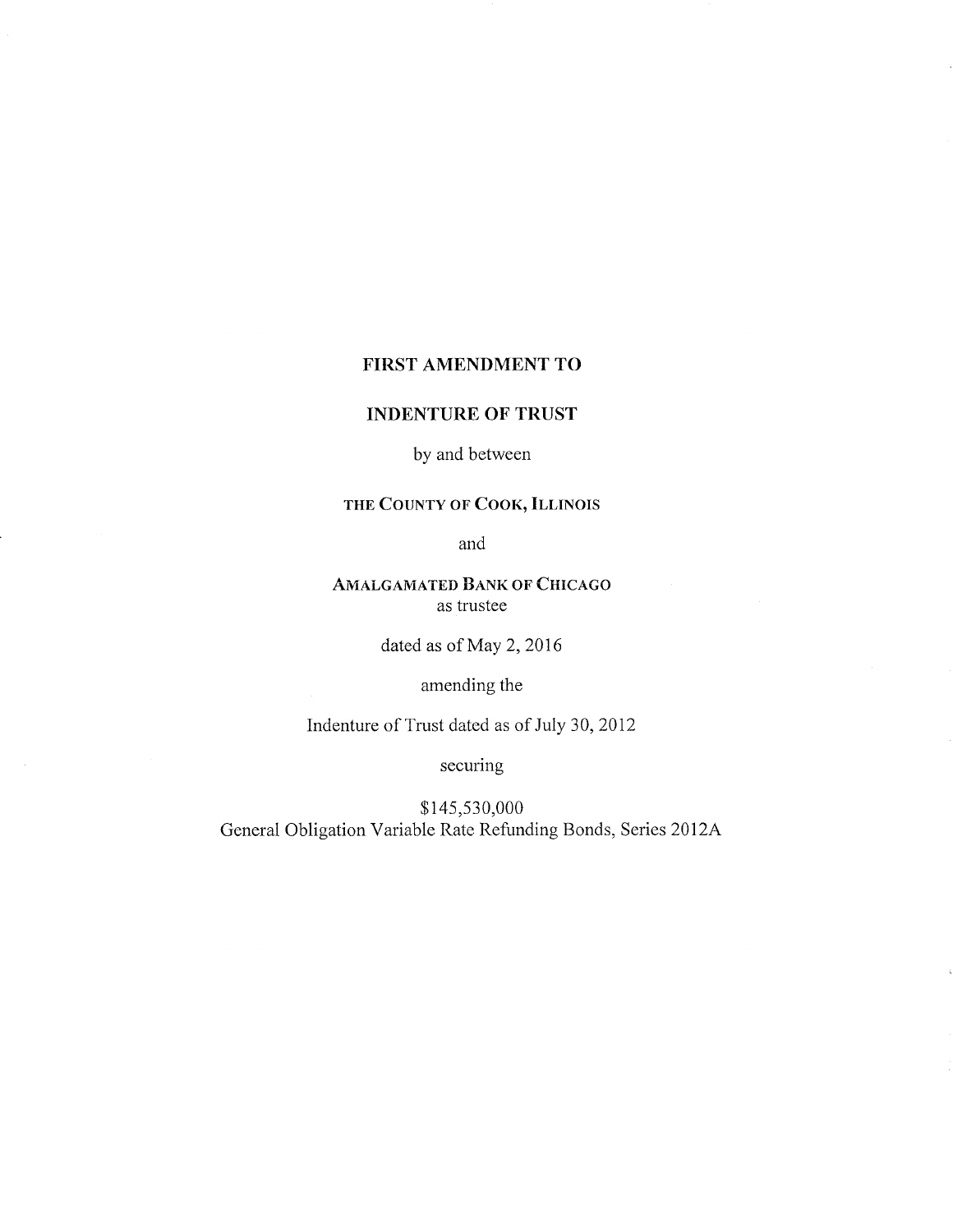# FIRST AMENDMENT TO

# INDENTURE OF TRUST

by and between

**THE COUNTY OF COOK, ILLINOIS**

and

**AMALGAMATED BANK OF CHICAGO**
as trustee

dated as of May 2, 2016

amending the

Indenture of Trust dated as of July 30, 2012

securing

$145,530,000
General Obligation Variable Rate Refunding Bonds, Series 2012A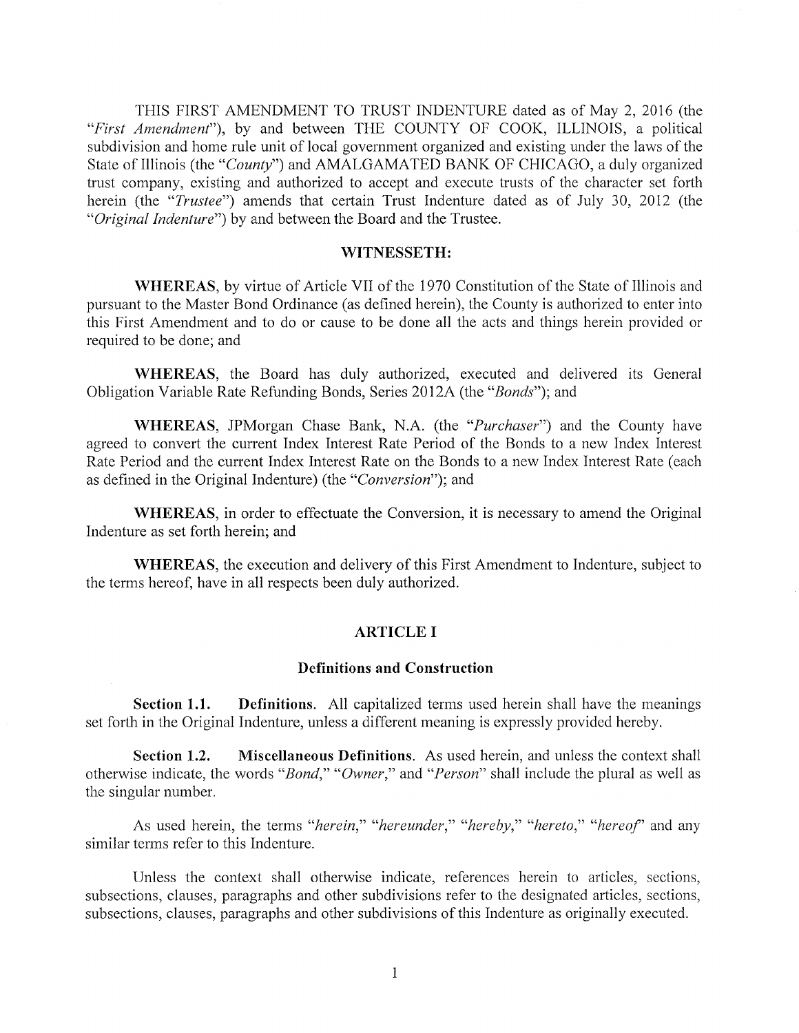THIS FIRST AMENDMENT TO TRUST INDENTURE dated as of May 2, 2016 (the "*First Amendment*"), by and between THE COUNTY OF COOK, ILLINOIS, a political subdivision and home rule unit of local government organized and existing under the laws of the State of Illinois (the "*County*") and AMALGAMATED BANK OF CHICAGO, a duly organized trust company, existing and authorized to accept and execute trusts of the character set forth herein (the "*Trustee*") amends that certain Trust Indenture dated as of July 30, 2012 (the "*Original Indenture*") by and between the Board and the Trustee.

## WITNESSETH:

**WHEREAS**, by virtue of Article VII of the 1970 Constitution of the State of Illinois and pursuant to the Master Bond Ordinance (as defined herein), the County is authorized to enter into this First Amendment and to do or cause to be done all the acts and things herein provided or required to be done; and

**WHEREAS**, the Board has duly authorized, executed and delivered its General Obligation Variable Rate Refunding Bonds, Series 2012A (the "*Bonds*"); and

**WHEREAS**, JPMorgan Chase Bank, N.A. (the "*Purchaser*") and the County have agreed to convert the current Index Interest Rate Period of the Bonds to a new Index Interest Rate Period and the current Index Interest Rate on the Bonds to a new Index Interest Rate (each as defined in the Original Indenture) (the "*Conversion*"); and

**WHEREAS**, in order to effectuate the Conversion, it is necessary to amend the Original Indenture as set forth herein; and

**WHEREAS**, the execution and delivery of this First Amendment to Indenture, subject to the terms hereof, have in all respects been duly authorized.

## ARTICLE I

### Definitions and Construction

**Section 1.1. Definitions.** All capitalized terms used herein shall have the meanings set forth in the Original Indenture, unless a different meaning is expressly provided hereby.

**Section 1.2. Miscellaneous Definitions.** As used herein, and unless the context shall otherwise indicate, the words "*Bond*," "*Owner*," and "*Person*" shall include the plural as well as the singular number.

As used herein, the terms "*herein*," "*hereunder*," "*hereby*," "*hereto*," "*hereof*" and any similar terms refer to this Indenture.

Unless the context shall otherwise indicate, references herein to articles, sections, subsections, clauses, paragraphs and other subdivisions refer to the designated articles, sections, subsections, clauses, paragraphs and other subdivisions of this Indenture as originally executed.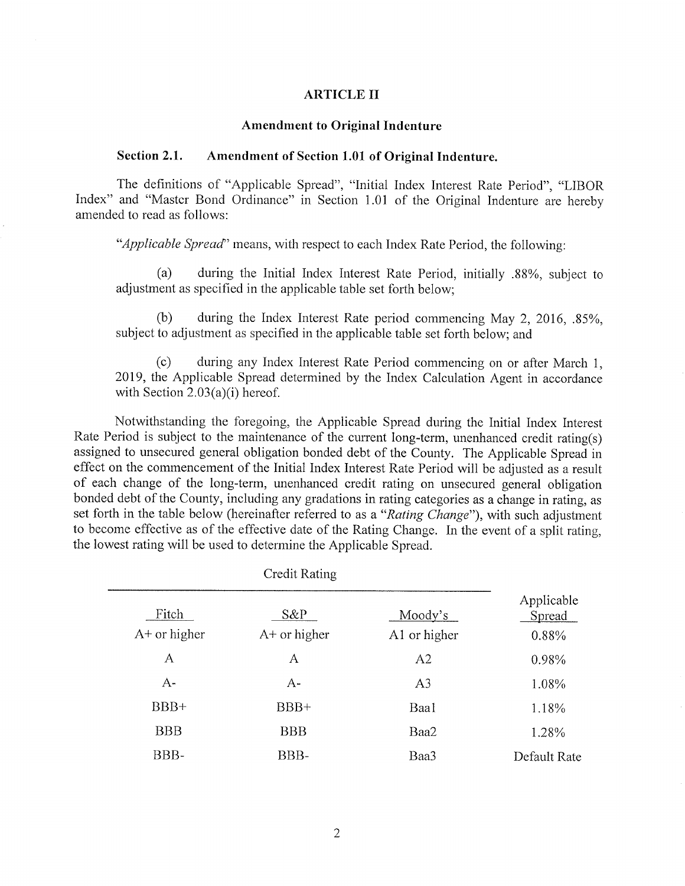# ARTICLE II

## Amendment to Original Indenture

### Section 2.1. Amendment of Section 1.01 of Original Indenture.

The definitions of "Applicable Spread", "Initial Index Interest Rate Period", "LIBOR Index" and "Master Bond Ordinance" in Section 1.01 of the Original Indenture are hereby amended to read as follows:

"*Applicable Spread*" means, with respect to each Index Rate Period, the following:

(a) during the Initial Index Interest Rate Period, initially .88%, subject to adjustment as specified in the applicable table set forth below;

(b) during the Index Interest Rate period commencing May 2, 2016, .85%, subject to adjustment as specified in the applicable table set forth below; and

(c) during any Index Interest Rate Period commencing on or after March 1, 2019, the Applicable Spread determined by the Index Calculation Agent in accordance with Section 2.03(a)(i) hereof.

Notwithstanding the foregoing, the Applicable Spread during the Initial Index Interest Rate Period is subject to the maintenance of the current long-term, unenhanced credit rating(s) assigned to unsecured general obligation bonded debt of the County. The Applicable Spread in effect on the commencement of the Initial Index Interest Rate Period will be adjusted as a result of each change of the long-term, unenhanced credit rating on unsecured general obligation bonded debt of the County, including any gradations in rating categories as a change in rating, as set forth in the table below (hereinafter referred to as a "*Rating Change*"), with such adjustment to become effective as of the effective date of the Rating Change. In the event of a split rating, the lowest rating will be used to determine the Applicable Spread.

| Credit Rating | | | |
|---|---|---|---|
| Fitch | S&P | Moody's | Applicable Spread |
| A+ or higher | A+ or higher | A1 or higher | 0.88% |
| A | A | A2 | 0.98% |
| A- | A- | A3 | 1.08% |
| BBB+ | BBB+ | Baa1 | 1.18% |
| BBB | BBB | Baa2 | 1.28% |
| BBB- | BBB- | Baa3 | Default Rate |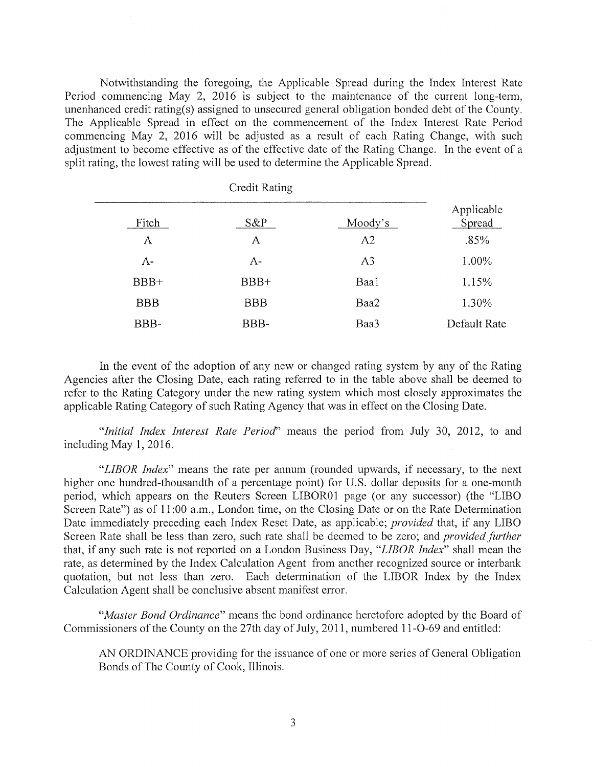Notwithstanding the foregoing, the Applicable Spread during the Index Interest Rate Period commencing May 2, 2016 is subject to the maintenance of the current long-term, unenhanced credit rating(s) assigned to unsecured general obligation bonded debt of the County. The Applicable Spread in effect on the commencement of the Index Interest Rate Period commencing May 2, 2016 will be adjusted as a result of each Rating Change, with such adjustment to become effective as of the effective date of the Rating Change. In the event of a split rating, the lowest rating will be used to determine the Applicable Spread.

| Credit Rating | | | |
|---|---|---|---|
| Fitch | S&P | Moody's | Applicable Spread |
| A | A | A2 | .85% |
| A- | A- | A3 | 1.00% |
| BBB+ | BBB+ | Baa1 | 1.15% |
| BBB | BBB | Baa2 | 1.30% |
| BBB- | BBB- | Baa3 | Default Rate |

In the event of the adoption of any new or changed rating system by any of the Rating Agencies after the Closing Date, each rating referred to in the table above shall be deemed to refer to the Rating Category under the new rating system which most closely approximates the applicable Rating Category of such Rating Agency that was in effect on the Closing Date.

"*Initial Index Interest Rate Period*" means the period from July 30, 2012, to and including May 1, 2016.

"*LIBOR Index*" means the rate per annum (rounded upwards, if necessary, to the next higher one hundred-thousandth of a percentage point) for U.S. dollar deposits for a one-month period, which appears on the Reuters Screen LIBOR01 page (or any successor) (the "LIBO Screen Rate") as of 11:00 a.m., London time, on the Closing Date or on the Rate Determination Date immediately preceding each Index Reset Date, as applicable; *provided* that, if any LIBO Screen Rate shall be less than zero, such rate shall be deemed to be zero; and *provided further* that, if any such rate is not reported on a London Business Day, "*LIBOR Index*" shall mean the rate, as determined by the Index Calculation Agent from another recognized source or interbank quotation, but not less than zero. Each determination of the LIBOR Index by the Index Calculation Agent shall be conclusive absent manifest error.

"*Master Bond Ordinance*" means the bond ordinance heretofore adopted by the Board of Commissioners of the County on the 27th day of July, 2011, numbered 11-O-69 and entitled:

> AN ORDINANCE providing for the issuance of one or more series of General Obligation Bonds of The County of Cook, Illinois.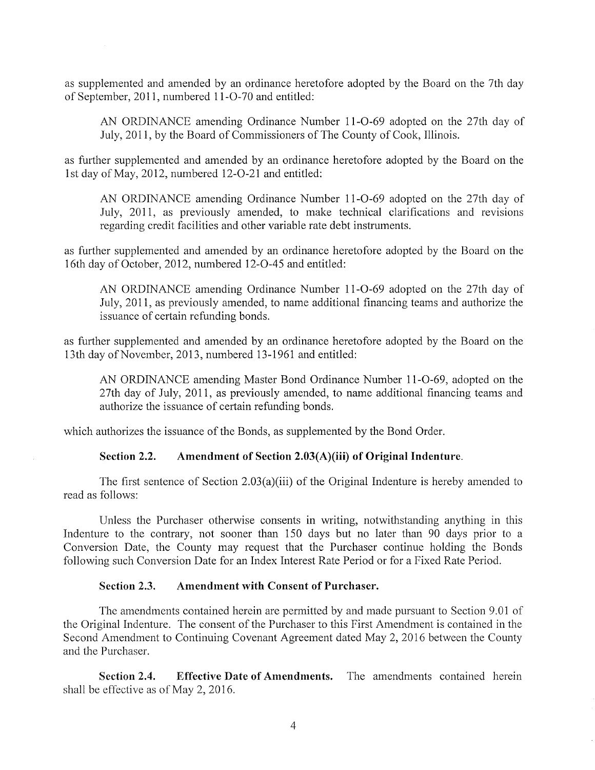as supplemented and amended by an ordinance heretofore adopted by the Board on the 7th day of September, 2011, numbered 11-O-70 and entitled:

> AN ORDINANCE amending Ordinance Number 11-O-69 adopted on the 27th day of July, 2011, by the Board of Commissioners of The County of Cook, Illinois.

as further supplemented and amended by an ordinance heretofore adopted by the Board on the 1st day of May, 2012, numbered 12-O-21 and entitled:

> AN ORDINANCE amending Ordinance Number 11-O-69 adopted on the 27th day of July, 2011, as previously amended, to make technical clarifications and revisions regarding credit facilities and other variable rate debt instruments.

as further supplemented and amended by an ordinance heretofore adopted by the Board on the 16th day of October, 2012, numbered 12-O-45 and entitled:

> AN ORDINANCE amending Ordinance Number 11-O-69 adopted on the 27th day of July, 2011, as previously amended, to name additional financing teams and authorize the issuance of certain refunding bonds.

as further supplemented and amended by an ordinance heretofore adopted by the Board on the 13th day of November, 2013, numbered 13-1961 and entitled:

> AN ORDINANCE amending Master Bond Ordinance Number 11-O-69, adopted on the 27th day of July, 2011, as previously amended, to name additional financing teams and authorize the issuance of certain refunding bonds.

which authorizes the issuance of the Bonds, as supplemented by the Bond Order.

**Section 2.2. Amendment of Section 2.03(A)(iii) of Original Indenture.**

The first sentence of Section 2.03(a)(iii) of the Original Indenture is hereby amended to read as follows:

> Unless the Purchaser otherwise consents in writing, notwithstanding anything in this Indenture to the contrary, not sooner than 150 days but no later than 90 days prior to a Conversion Date, the County may request that the Purchaser continue holding the Bonds following such Conversion Date for an Index Interest Rate Period or for a Fixed Rate Period.

**Section 2.3. Amendment with Consent of Purchaser.**

The amendments contained herein are permitted by and made pursuant to Section 9.01 of the Original Indenture. The consent of the Purchaser to this First Amendment is contained in the Second Amendment to Continuing Covenant Agreement dated May 2, 2016 between the County and the Purchaser.

**Section 2.4. Effective Date of Amendments.** The amendments contained herein shall be effective as of May 2, 2016.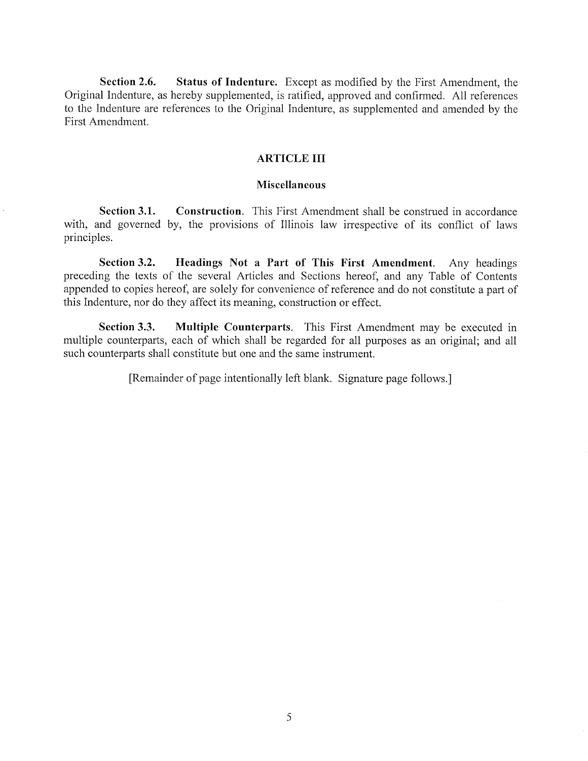**Section 2.6. Status of Indenture.** Except as modified by the First Amendment, the Original Indenture, as hereby supplemented, is ratified, approved and confirmed. All references to the Indenture are references to the Original Indenture, as supplemented and amended by the First Amendment.

## ARTICLE III

### Miscellaneous

**Section 3.1. Construction.** This First Amendment shall be construed in accordance with, and governed by, the provisions of Illinois law irrespective of its conflict of laws principles.

**Section 3.2. Headings Not a Part of This First Amendment.** Any headings preceding the texts of the several Articles and Sections hereof, and any Table of Contents appended to copies hereof, are solely for convenience of reference and do not constitute a part of this Indenture, nor do they affect its meaning, construction or effect.

**Section 3.3. Multiple Counterparts.** This First Amendment may be executed in multiple counterparts, each of which shall be regarded for all purposes as an original; and all such counterparts shall constitute but one and the same instrument.

[Remainder of page intentionally left blank. Signature page follows.]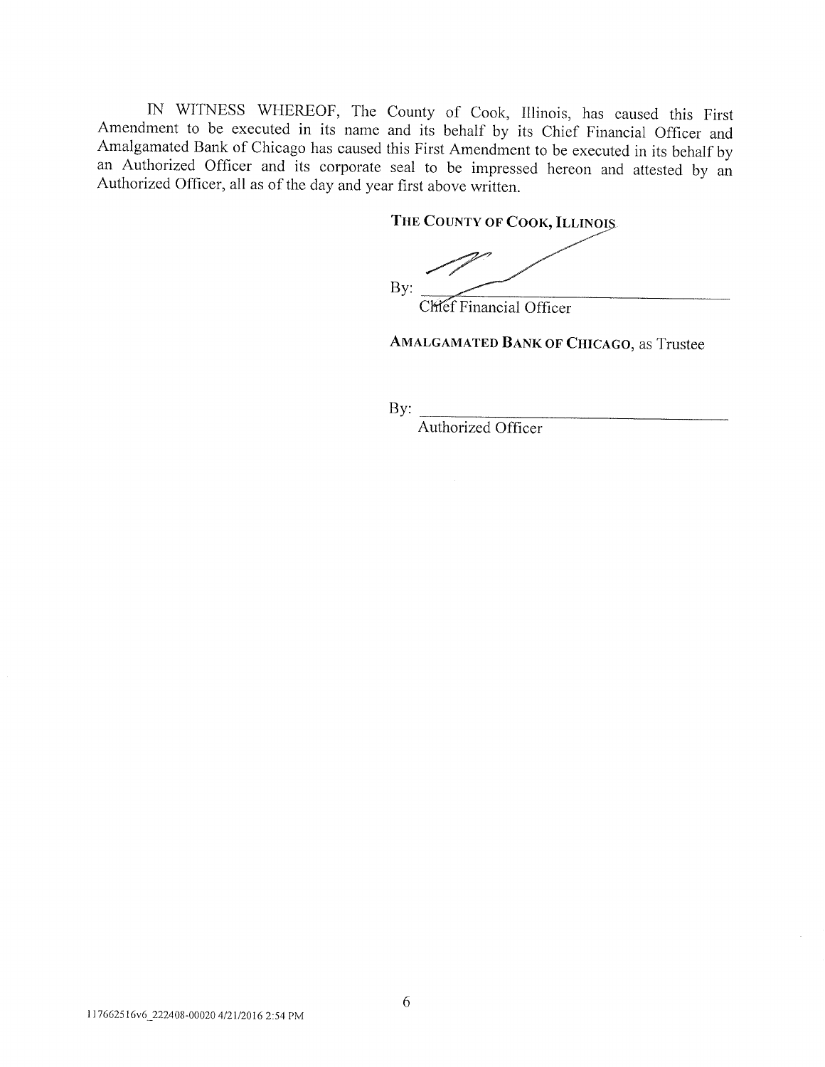IN WITNESS WHEREOF, The County of Cook, Illinois, has caused this First Amendment to be executed in its name and its behalf by its Chief Financial Officer and Amalgamated Bank of Chicago has caused this First Amendment to be executed in its behalf by an Authorized Officer and its corporate seal to be impressed hereon and attested by an Authorized Officer, all as of the day and year first above written.

**THE COUNTY OF COOK, ILLINOIS**

By: ______________________________
Chief Financial Officer

**AMALGAMATED BANK OF CHICAGO**, as Trustee

By: ______________________________
Authorized Officer

117662516v6_222408-00020 4/21/2016 2:54 PM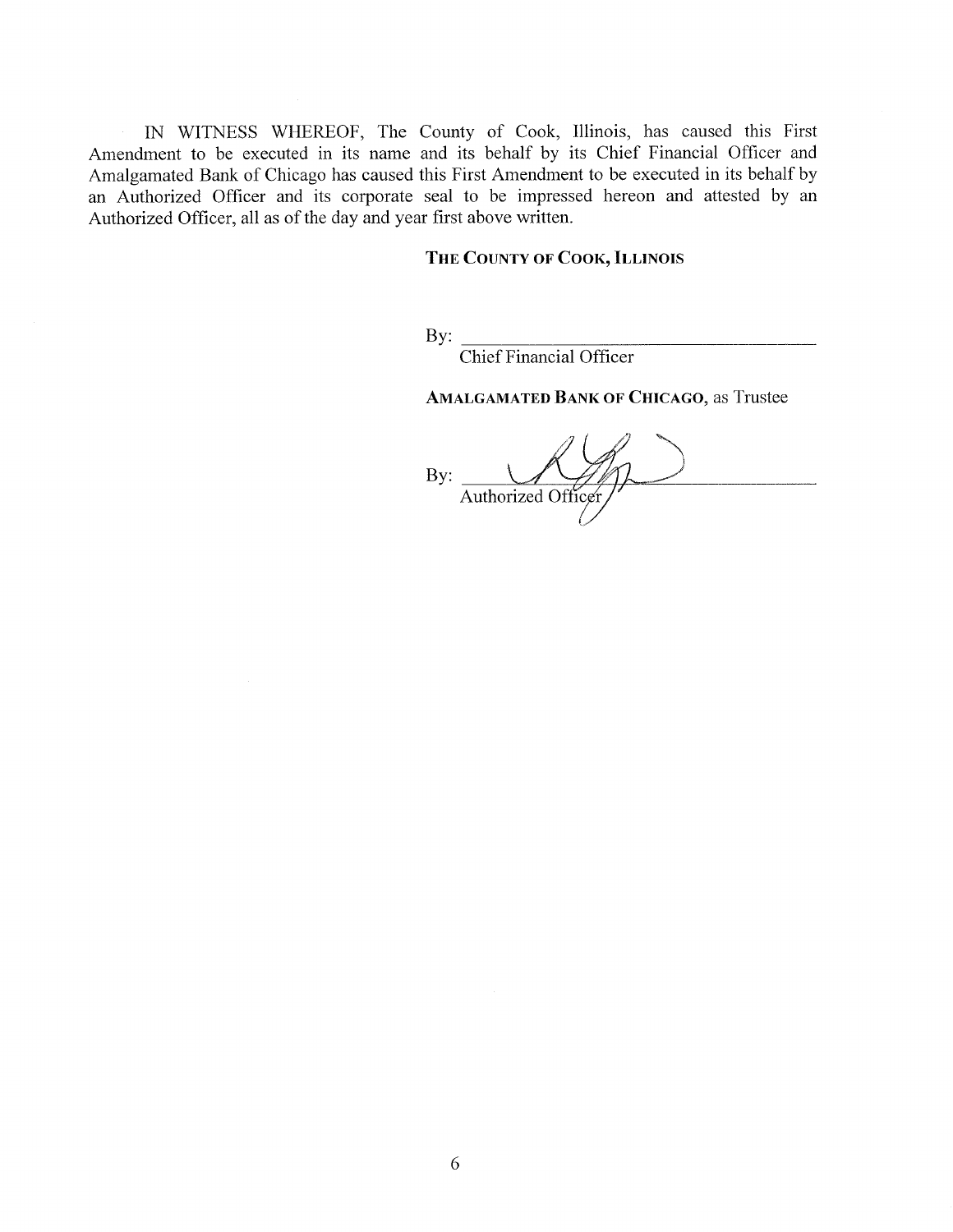IN WITNESS WHEREOF, The County of Cook, Illinois, has caused this First Amendment to be executed in its name and its behalf by its Chief Financial Officer and Amalgamated Bank of Chicago has caused this First Amendment to be executed in its behalf by an Authorized Officer and its corporate seal to be impressed hereon and attested by an Authorized Officer, all as of the day and year first above written.

**THE COUNTY OF COOK, ILLINOIS**

By: ______________________________
Chief Financial Officer

**AMALGAMATED BANK OF CHICAGO**, as Trustee

By: ______________________________
Authorized Officer